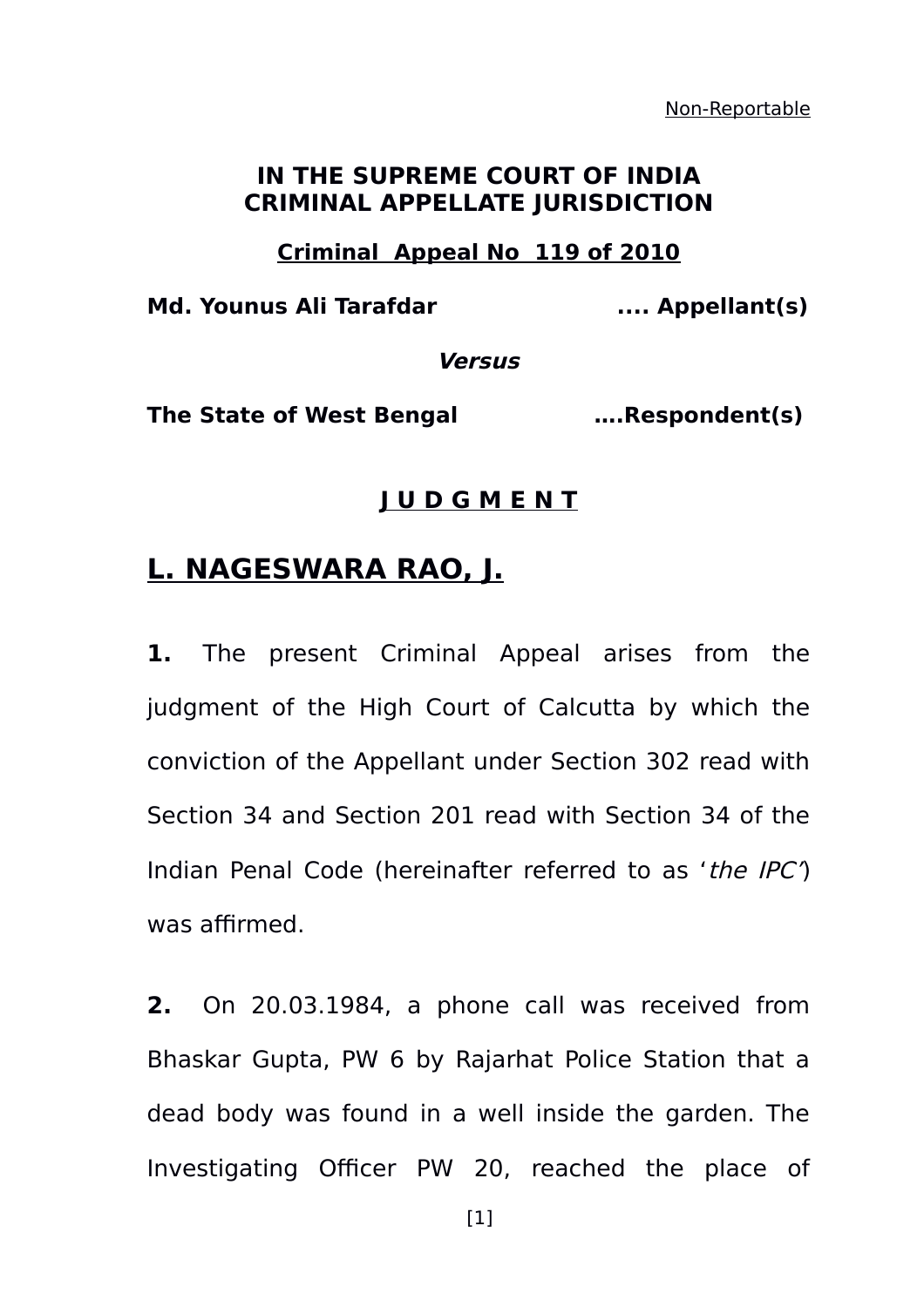Non-Reportable

**IN THE SUPREME COURT OF INDIA**
**CRIMINAL APPELLATE JURISDICTION**

**Criminal Appeal No 119 of 2010**

**Md. Younus Ali Tarafdar .... Appellant(s)**

***Versus***

**The State of West Bengal ….Respondent(s)**

## J U D G M E N T

## L. NAGESWARA RAO, J.

**1.** The present Criminal Appeal arises from the judgment of the High Court of Calcutta by which the conviction of the Appellant under Section 302 read with Section 34 and Section 201 read with Section 34 of the Indian Penal Code (hereinafter referred to as '*the IPC*') was affirmed.

**2.** On 20.03.1984, a phone call was received from Bhaskar Gupta, PW 6 by Rajarhat Police Station that a dead body was found in a well inside the garden. The Investigating Officer PW 20, reached the place of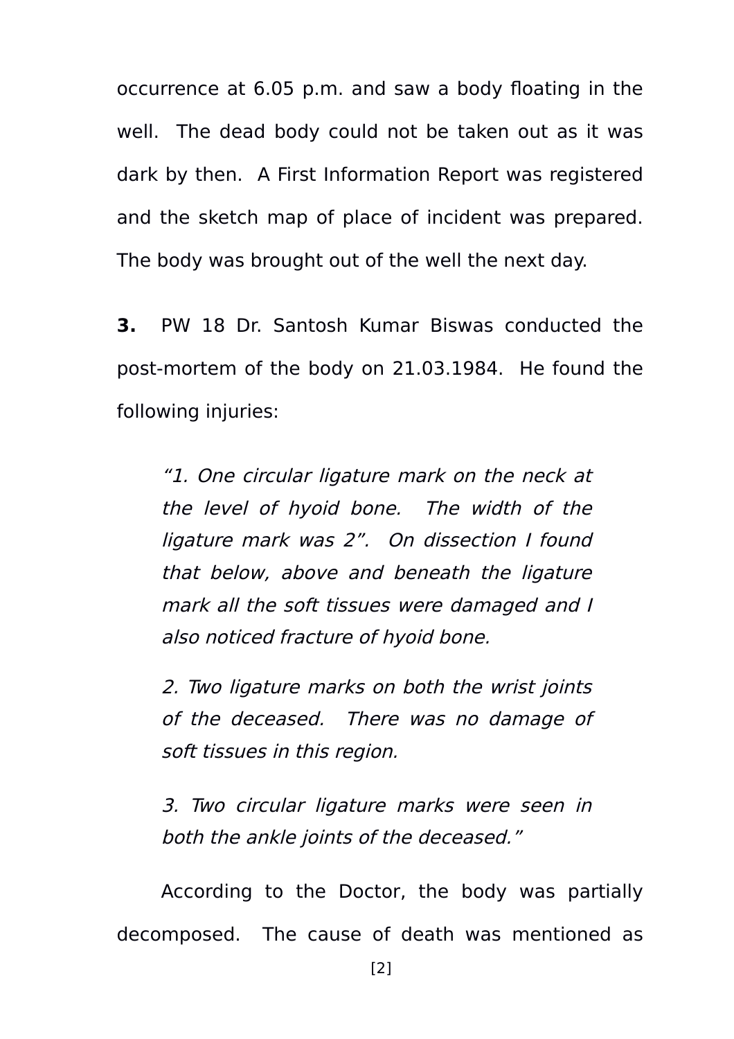occurrence at 6.05 p.m. and saw a body floating in the well. The dead body could not be taken out as it was dark by then. A First Information Report was registered and the sketch map of place of incident was prepared. The body was brought out of the well the next day.

**3.** PW 18 Dr. Santosh Kumar Biswas conducted the post-mortem of the body on 21.03.1984. He found the following injuries:

> *"1. One circular ligature mark on the neck at the level of hyoid bone. The width of the ligature mark was 2". On dissection I found that below, above and beneath the ligature mark all the soft tissues were damaged and I also noticed fracture of hyoid bone.*
>
> *2. Two ligature marks on both the wrist joints of the deceased. There was no damage of soft tissues in this region.*
>
> *3. Two circular ligature marks were seen in both the ankle joints of the deceased."*

According to the Doctor, the body was partially decomposed. The cause of death was mentioned as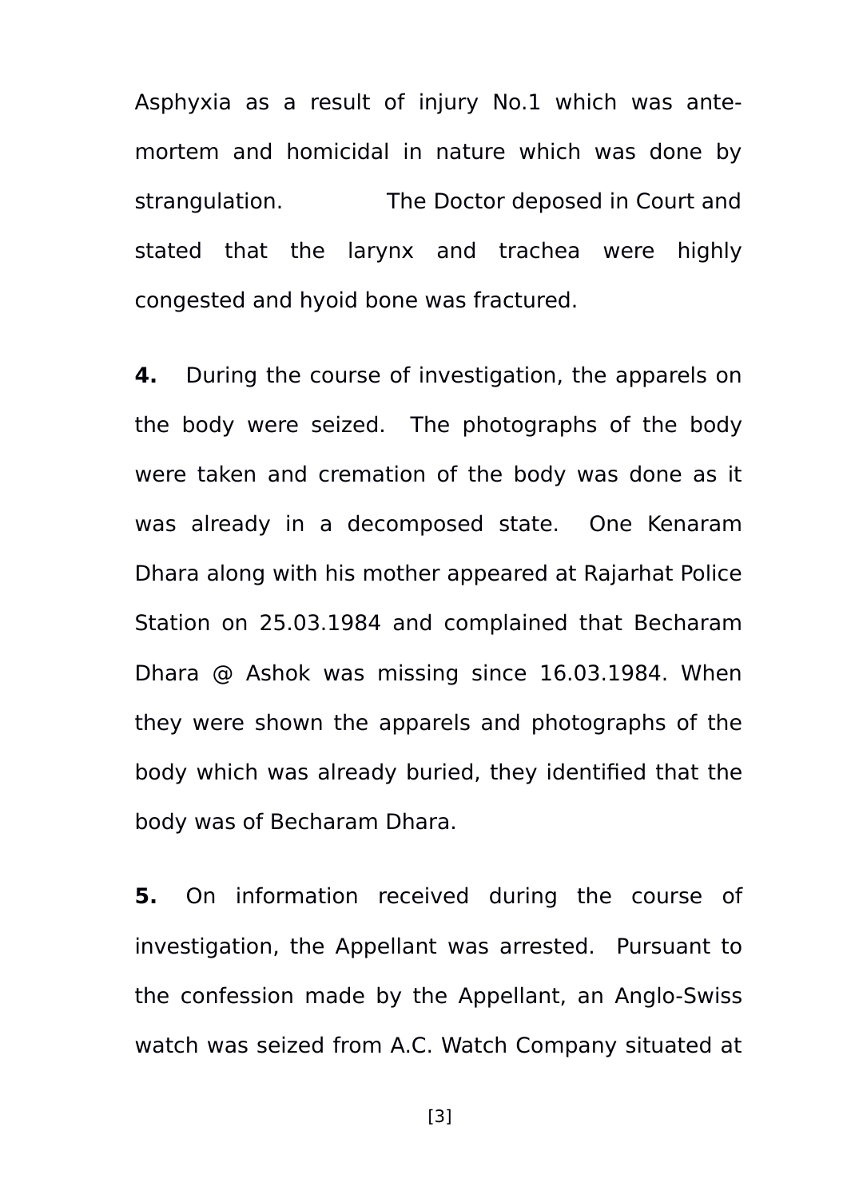Asphyxia as a result of injury No.1 which was ante-mortem and homicidal in nature which was done by strangulation. The Doctor deposed in Court and stated that the larynx and trachea were highly congested and hyoid bone was fractured.

**4.** During the course of investigation, the apparels on the body were seized. The photographs of the body were taken and cremation of the body was done as it was already in a decomposed state. One Kenaram Dhara along with his mother appeared at Rajarhat Police Station on 25.03.1984 and complained that Becharam Dhara @ Ashok was missing since 16.03.1984. When they were shown the apparels and photographs of the body which was already buried, they identified that the body was of Becharam Dhara.

**5.** On information received during the course of investigation, the Appellant was arrested. Pursuant to the confession made by the Appellant, an Anglo-Swiss watch was seized from A.C. Watch Company situated at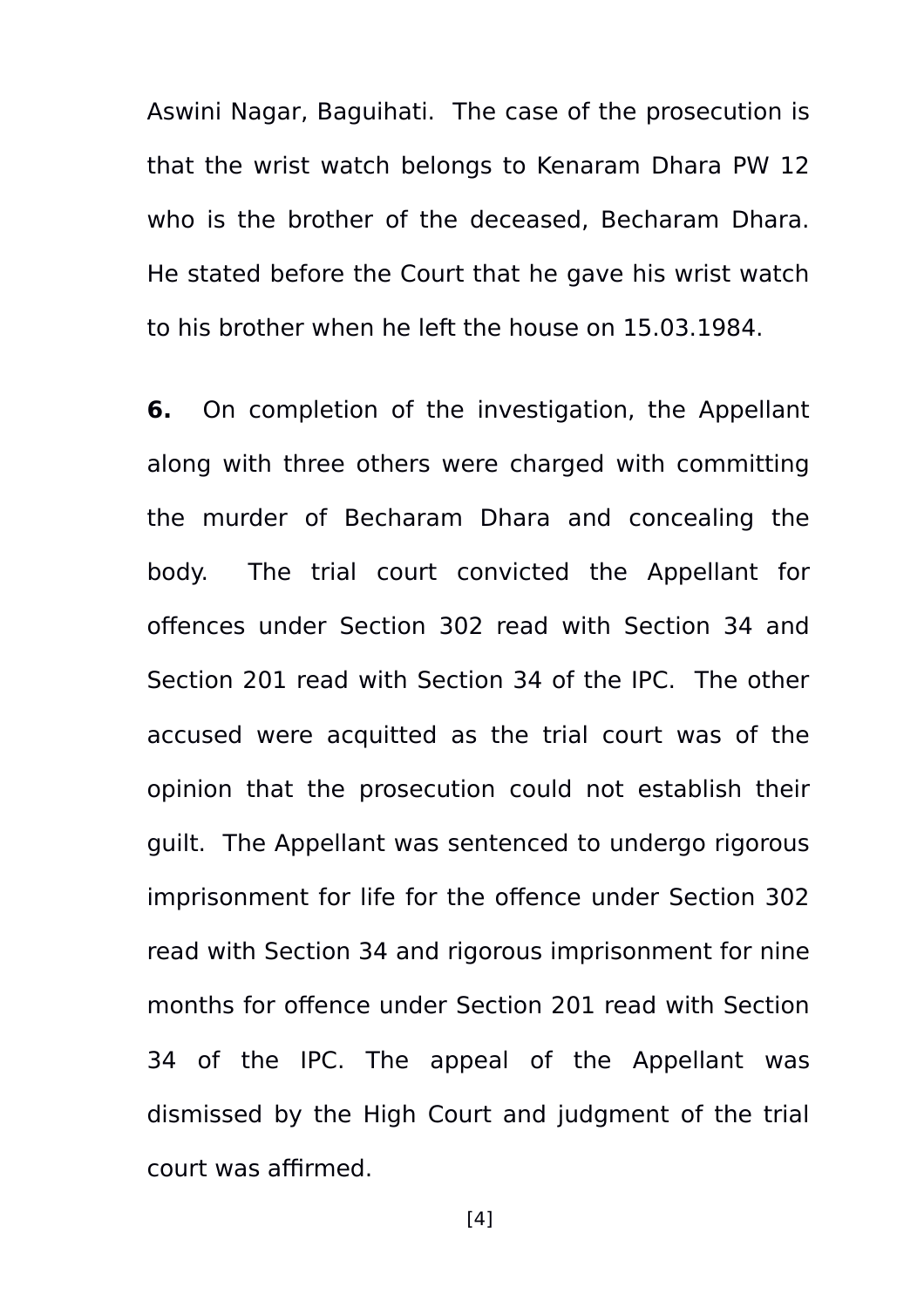Aswini Nagar, Baguihati. The case of the prosecution is that the wrist watch belongs to Kenaram Dhara PW 12 who is the brother of the deceased, Becharam Dhara. He stated before the Court that he gave his wrist watch to his brother when he left the house on 15.03.1984.

**6.** On completion of the investigation, the Appellant along with three others were charged with committing the murder of Becharam Dhara and concealing the body. The trial court convicted the Appellant for offences under Section 302 read with Section 34 and Section 201 read with Section 34 of the IPC. The other accused were acquitted as the trial court was of the opinion that the prosecution could not establish their guilt. The Appellant was sentenced to undergo rigorous imprisonment for life for the offence under Section 302 read with Section 34 and rigorous imprisonment for nine months for offence under Section 201 read with Section 34 of the IPC. The appeal of the Appellant was dismissed by the High Court and judgment of the trial court was affirmed.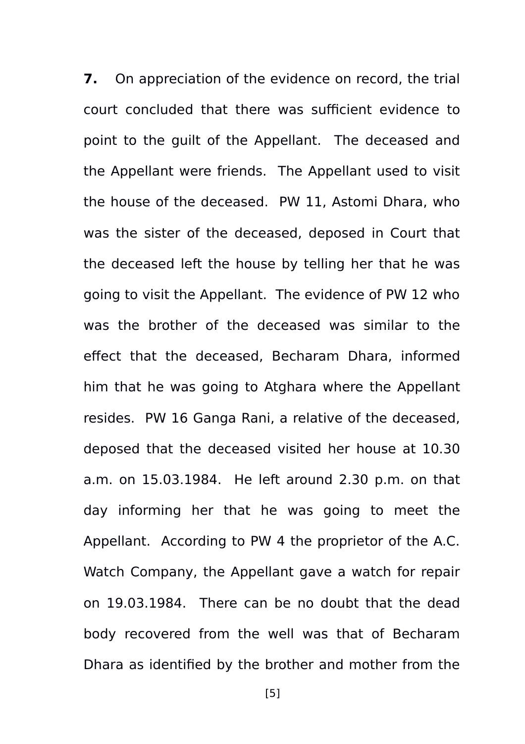**7.** On appreciation of the evidence on record, the trial court concluded that there was sufficient evidence to point to the guilt of the Appellant. The deceased and the Appellant were friends. The Appellant used to visit the house of the deceased. PW 11, Astomi Dhara, who was the sister of the deceased, deposed in Court that the deceased left the house by telling her that he was going to visit the Appellant. The evidence of PW 12 who was the brother of the deceased was similar to the effect that the deceased, Becharam Dhara, informed him that he was going to Atghara where the Appellant resides. PW 16 Ganga Rani, a relative of the deceased, deposed that the deceased visited her house at 10.30 a.m. on 15.03.1984. He left around 2.30 p.m. on that day informing her that he was going to meet the Appellant. According to PW 4 the proprietor of the A.C. Watch Company, the Appellant gave a watch for repair on 19.03.1984. There can be no doubt that the dead body recovered from the well was that of Becharam Dhara as identified by the brother and mother from the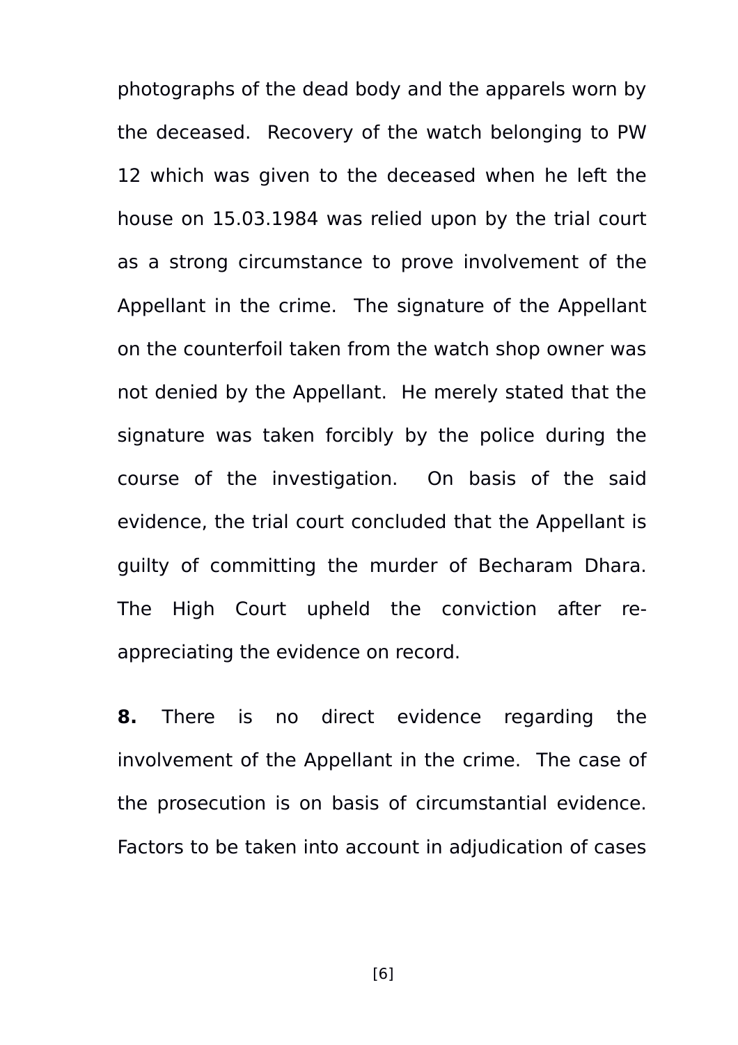photographs of the dead body and the apparels worn by the deceased. Recovery of the watch belonging to PW 12 which was given to the deceased when he left the house on 15.03.1984 was relied upon by the trial court as a strong circumstance to prove involvement of the Appellant in the crime. The signature of the Appellant on the counterfoil taken from the watch shop owner was not denied by the Appellant. He merely stated that the signature was taken forcibly by the police during the course of the investigation. On basis of the said evidence, the trial court concluded that the Appellant is guilty of committing the murder of Becharam Dhara. The High Court upheld the conviction after re-appreciating the evidence on record.

**8.** There is no direct evidence regarding the involvement of the Appellant in the crime. The case of the prosecution is on basis of circumstantial evidence. Factors to be taken into account in adjudication of cases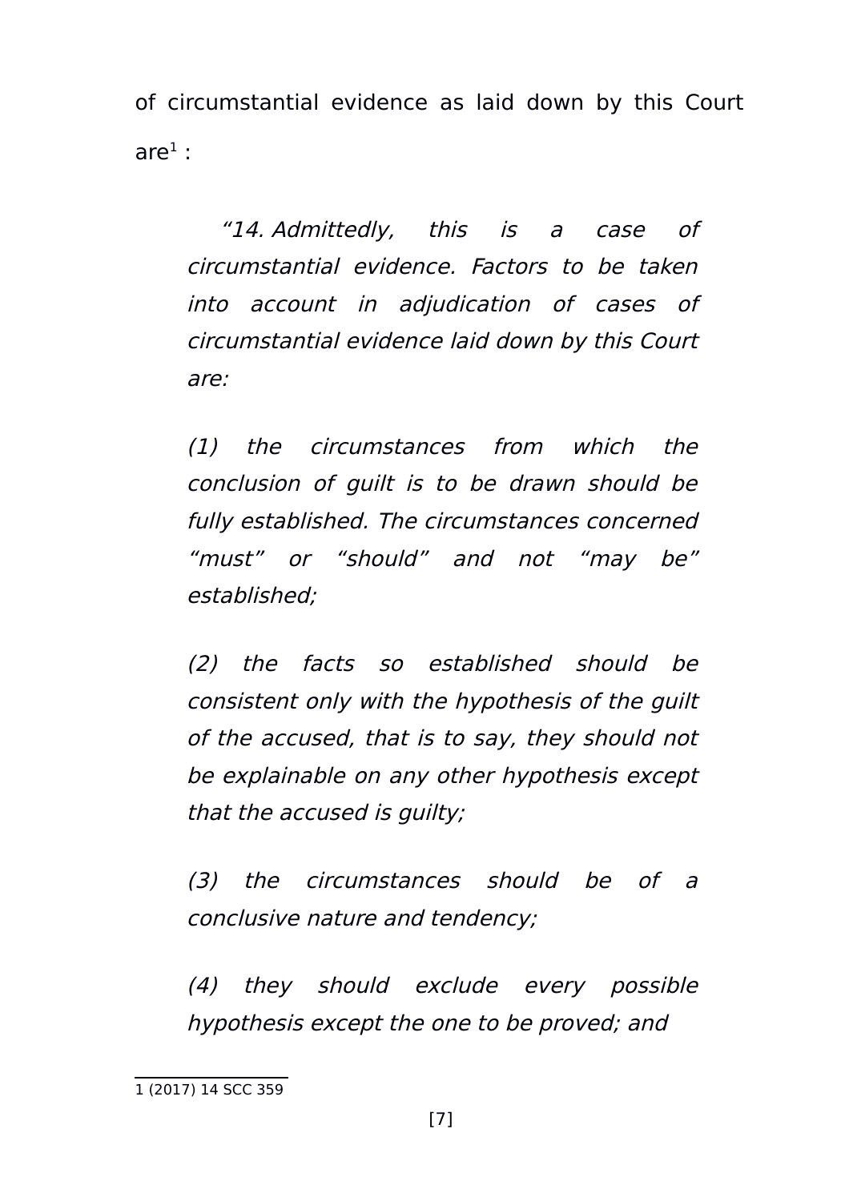of circumstantial evidence as laid down by this Court are[1] :

> *"14. Admittedly, this is a case of circumstantial evidence. Factors to be taken into account in adjudication of cases of circumstantial evidence laid down by this Court are:*
>
> *(1) the circumstances from which the conclusion of guilt is to be drawn should be fully established. The circumstances concerned "must" or "should" and not "may be" established;*
>
> *(2) the facts so established should be consistent only with the hypothesis of the guilt of the accused, that is to say, they should not be explainable on any other hypothesis except that the accused is guilty;*
>
> *(3) the circumstances should be of a conclusive nature and tendency;*
>
> *(4) they should exclude every possible hypothesis except the one to be proved; and*

---

1 (2017) 14 SCC 359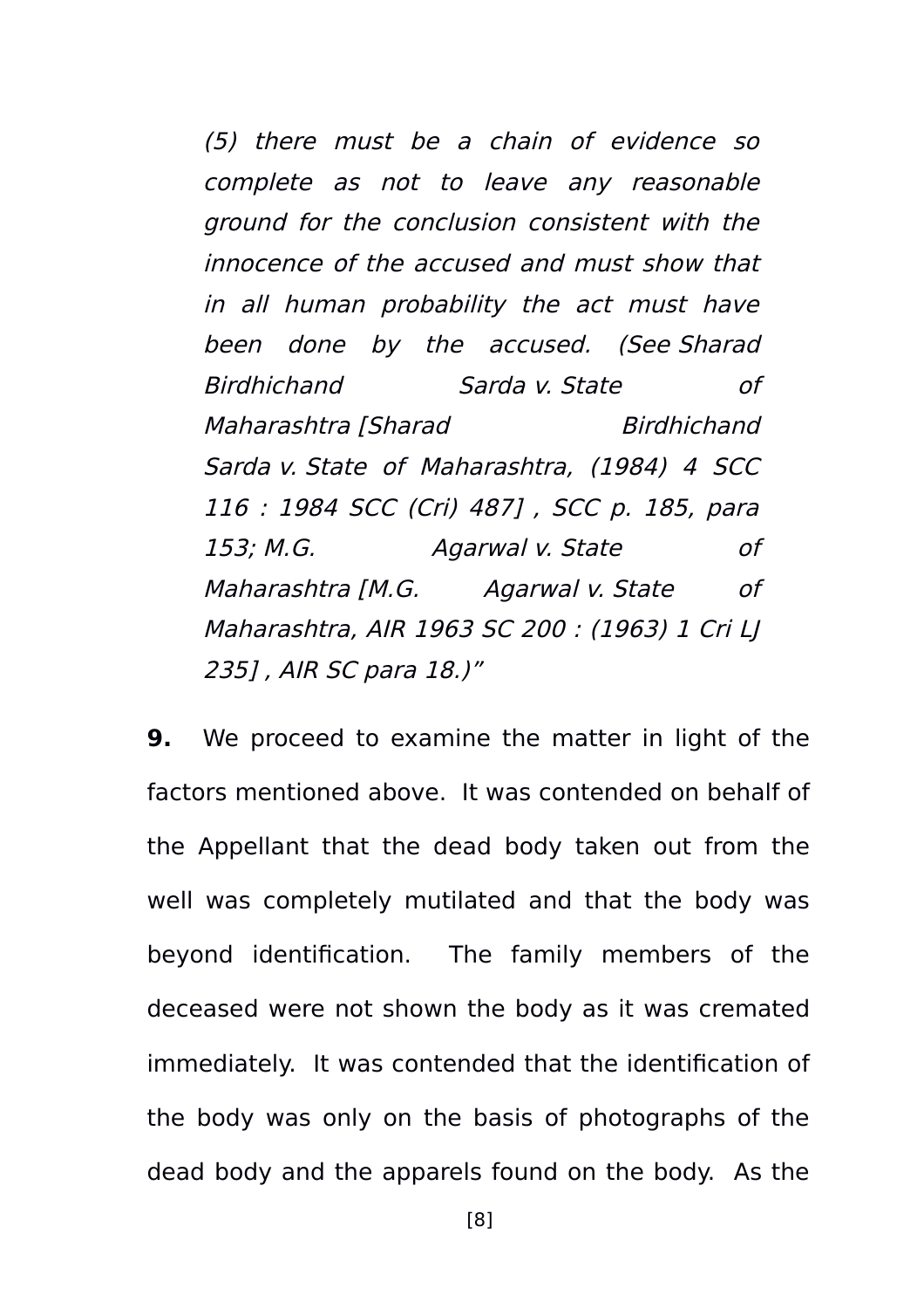> *(5) there must be a chain of evidence so complete as not to leave any reasonable ground for the conclusion consistent with the innocence of the accused and must show that in all human probability the act must have been done by the accused. (See Sharad Birdhichand Sarda v. State of Maharashtra [Sharad Birdhichand Sarda v. State of Maharashtra, (1984) 4 SCC 116 : 1984 SCC (Cri) 487] , SCC p. 185, para 153; M.G. Agarwal v. State of Maharashtra [M.G. Agarwal v. State of Maharashtra, AIR 1963 SC 200 : (1963) 1 Cri LJ 235] , AIR SC para 18.)"*

**9.** We proceed to examine the matter in light of the factors mentioned above. It was contended on behalf of the Appellant that the dead body taken out from the well was completely mutilated and that the body was beyond identification. The family members of the deceased were not shown the body as it was cremated immediately. It was contended that the identification of the body was only on the basis of photographs of the dead body and the apparels found on the body. As the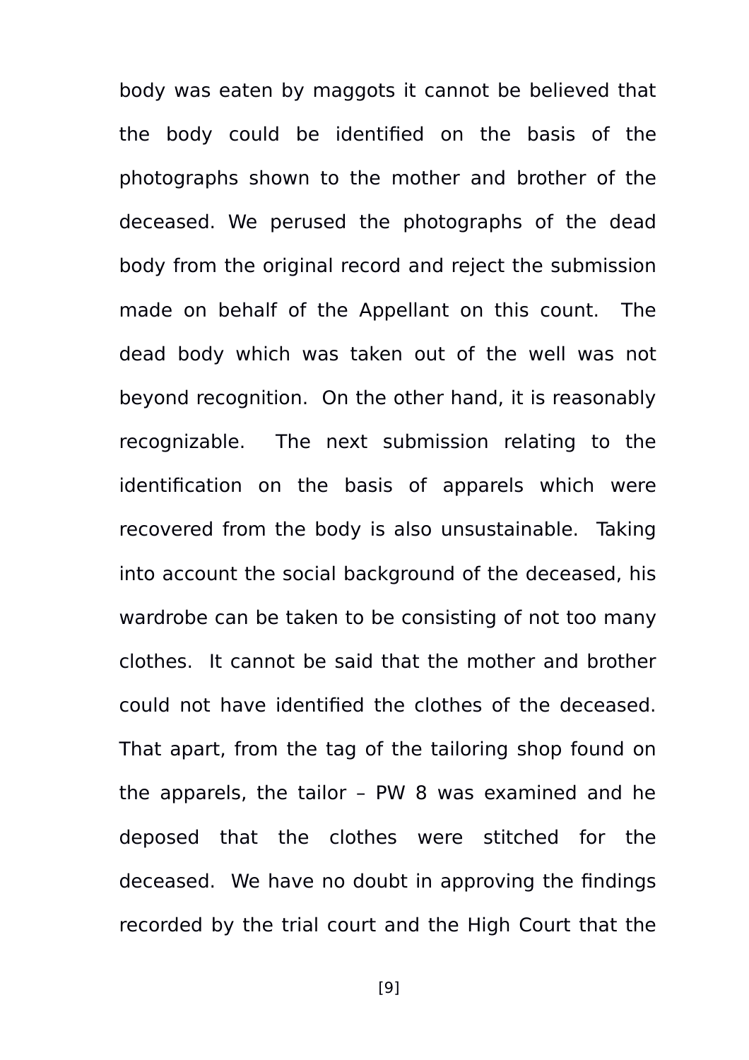body was eaten by maggots it cannot be believed that the body could be identified on the basis of the photographs shown to the mother and brother of the deceased. We perused the photographs of the dead body from the original record and reject the submission made on behalf of the Appellant on this count. The dead body which was taken out of the well was not beyond recognition. On the other hand, it is reasonably recognizable. The next submission relating to the identification on the basis of apparels which were recovered from the body is also unsustainable. Taking into account the social background of the deceased, his wardrobe can be taken to be consisting of not too many clothes. It cannot be said that the mother and brother could not have identified the clothes of the deceased. That apart, from the tag of the tailoring shop found on the apparels, the tailor – PW 8 was examined and he deposed that the clothes were stitched for the deceased. We have no doubt in approving the findings recorded by the trial court and the High Court that the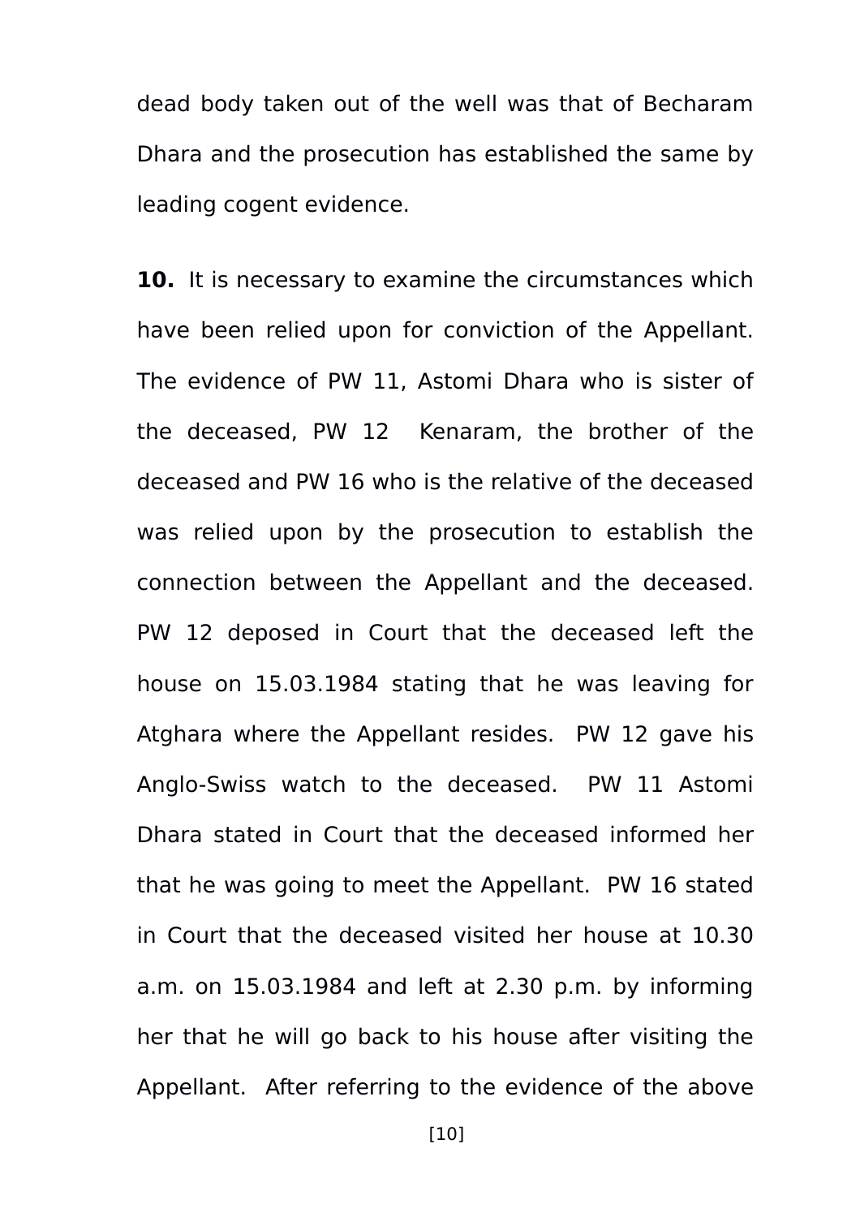dead body taken out of the well was that of Becharam Dhara and the prosecution has established the same by leading cogent evidence.

**10.** It is necessary to examine the circumstances which have been relied upon for conviction of the Appellant. The evidence of PW 11, Astomi Dhara who is sister of the deceased, PW 12 Kenaram, the brother of the deceased and PW 16 who is the relative of the deceased was relied upon by the prosecution to establish the connection between the Appellant and the deceased. PW 12 deposed in Court that the deceased left the house on 15.03.1984 stating that he was leaving for Atghara where the Appellant resides. PW 12 gave his Anglo-Swiss watch to the deceased. PW 11 Astomi Dhara stated in Court that the deceased informed her that he was going to meet the Appellant. PW 16 stated in Court that the deceased visited her house at 10.30 a.m. on 15.03.1984 and left at 2.30 p.m. by informing her that he will go back to his house after visiting the Appellant. After referring to the evidence of the above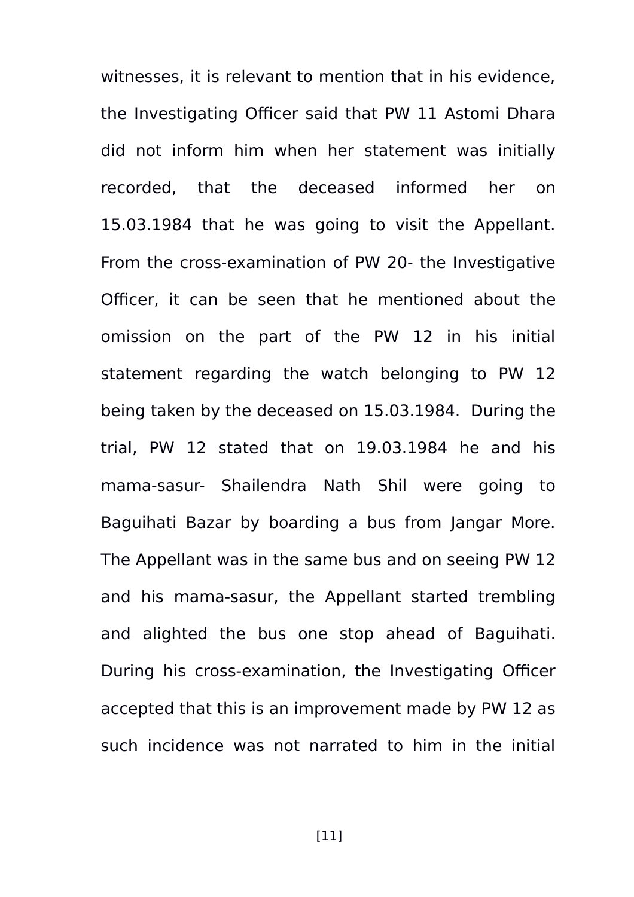witnesses, it is relevant to mention that in his evidence, the Investigating Officer said that PW 11 Astomi Dhara did not inform him when her statement was initially recorded, that the deceased informed her on 15.03.1984 that he was going to visit the Appellant. From the cross-examination of PW 20- the Investigative Officer, it can be seen that he mentioned about the omission on the part of the PW 12 in his initial statement regarding the watch belonging to PW 12 being taken by the deceased on 15.03.1984. During the trial, PW 12 stated that on 19.03.1984 he and his mama-sasur- Shailendra Nath Shil were going to Baguihati Bazar by boarding a bus from Jangar More. The Appellant was in the same bus and on seeing PW 12 and his mama-sasur, the Appellant started trembling and alighted the bus one stop ahead of Baguihati. During his cross-examination, the Investigating Officer accepted that this is an improvement made by PW 12 as such incidence was not narrated to him in the initial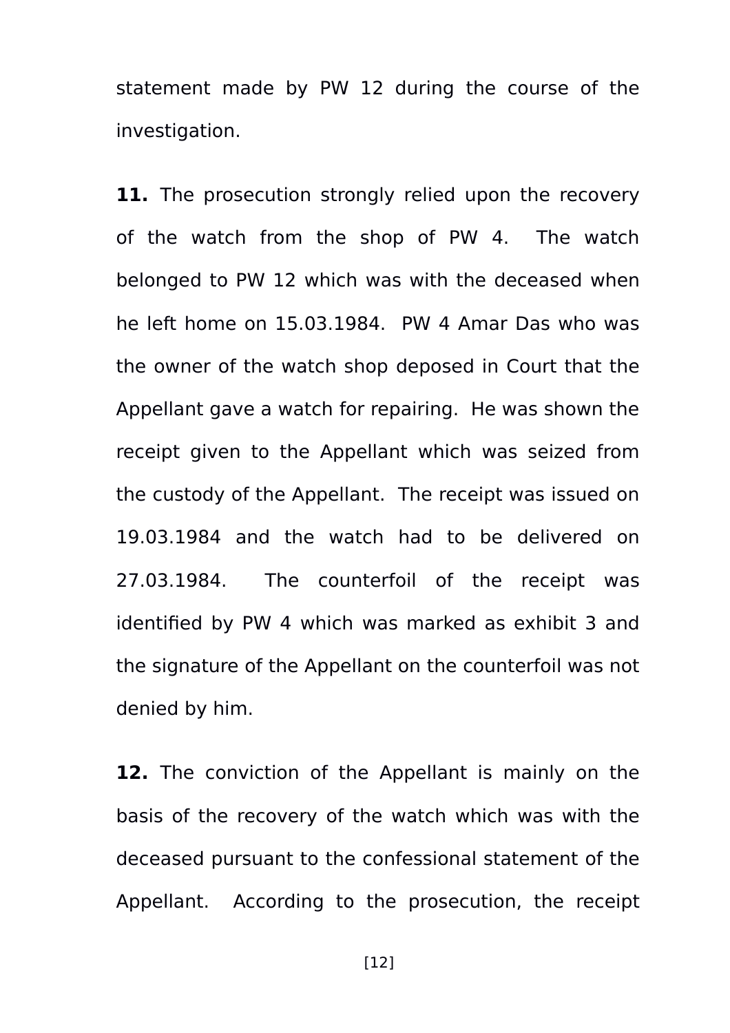statement made by PW 12 during the course of the investigation.

**11.** The prosecution strongly relied upon the recovery of the watch from the shop of PW 4. The watch belonged to PW 12 which was with the deceased when he left home on 15.03.1984. PW 4 Amar Das who was the owner of the watch shop deposed in Court that the Appellant gave a watch for repairing. He was shown the receipt given to the Appellant which was seized from the custody of the Appellant. The receipt was issued on 19.03.1984 and the watch had to be delivered on 27.03.1984. The counterfoil of the receipt was identified by PW 4 which was marked as exhibit 3 and the signature of the Appellant on the counterfoil was not denied by him.

**12.** The conviction of the Appellant is mainly on the basis of the recovery of the watch which was with the deceased pursuant to the confessional statement of the Appellant. According to the prosecution, the receipt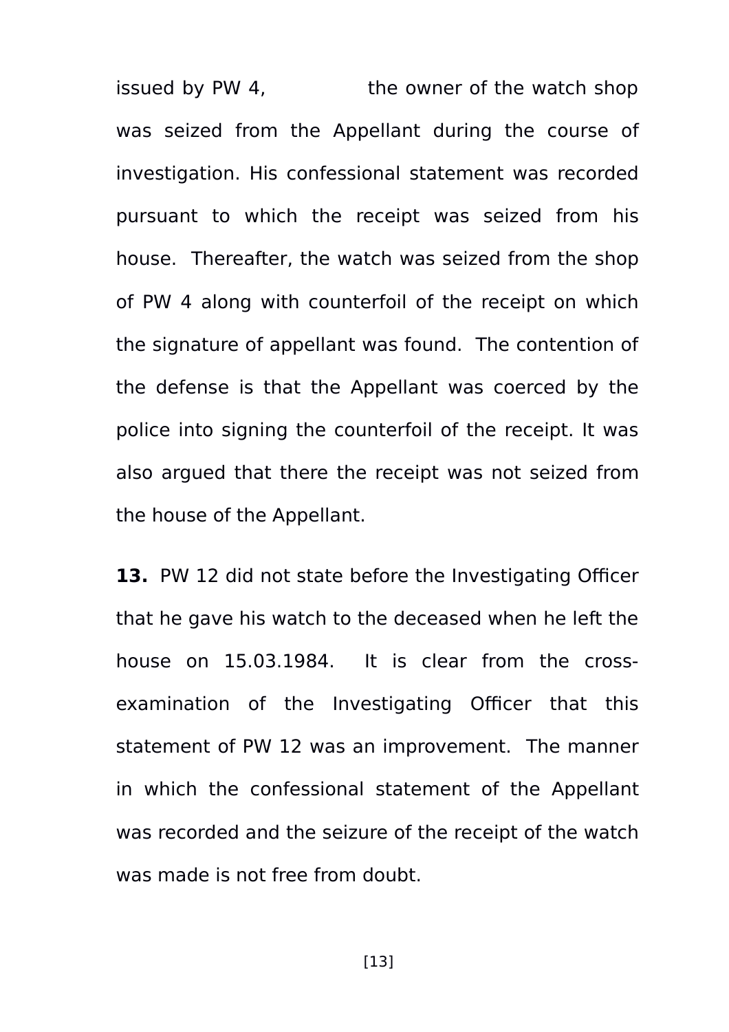issued by PW 4, the owner of the watch shop was seized from the Appellant during the course of investigation. His confessional statement was recorded pursuant to which the receipt was seized from his house. Thereafter, the watch was seized from the shop of PW 4 along with counterfoil of the receipt on which the signature of appellant was found. The contention of the defense is that the Appellant was coerced by the police into signing the counterfoil of the receipt. It was also argued that there the receipt was not seized from the house of the Appellant.

**13.** PW 12 did not state before the Investigating Officer that he gave his watch to the deceased when he left the house on 15.03.1984. It is clear from the cross-examination of the Investigating Officer that this statement of PW 12 was an improvement. The manner in which the confessional statement of the Appellant was recorded and the seizure of the receipt of the watch was made is not free from doubt.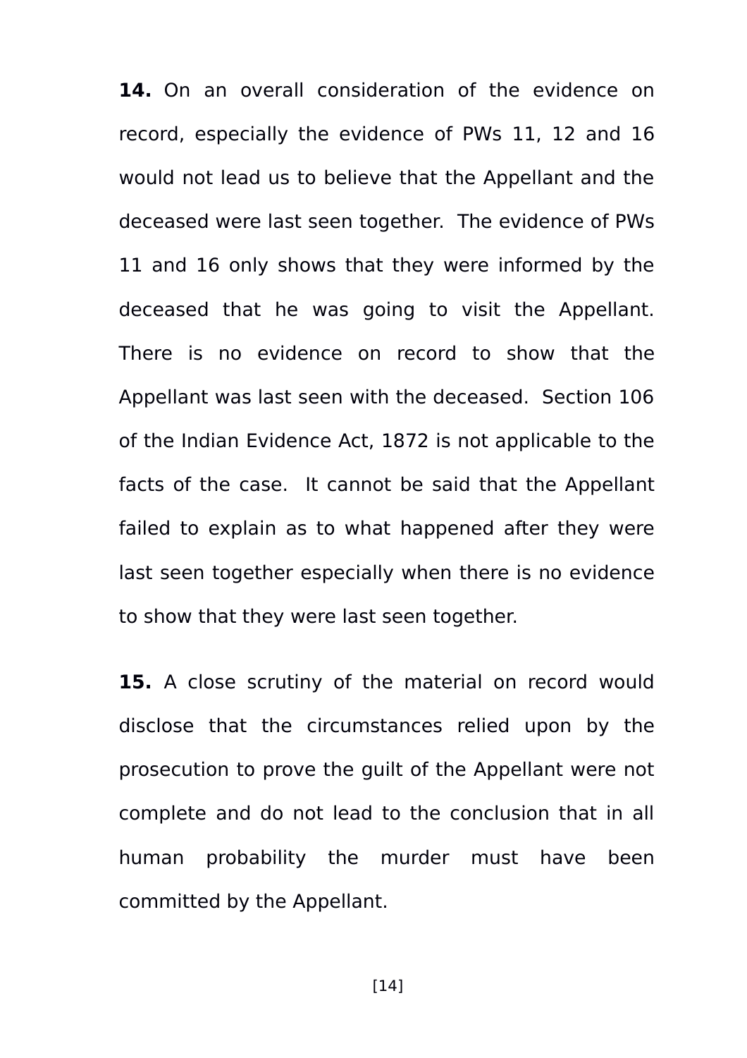**14.** On an overall consideration of the evidence on record, especially the evidence of PWs 11, 12 and 16 would not lead us to believe that the Appellant and the deceased were last seen together. The evidence of PWs 11 and 16 only shows that they were informed by the deceased that he was going to visit the Appellant. There is no evidence on record to show that the Appellant was last seen with the deceased. Section 106 of the Indian Evidence Act, 1872 is not applicable to the facts of the case. It cannot be said that the Appellant failed to explain as to what happened after they were last seen together especially when there is no evidence to show that they were last seen together.

**15.** A close scrutiny of the material on record would disclose that the circumstances relied upon by the prosecution to prove the guilt of the Appellant were not complete and do not lead to the conclusion that in all human probability the murder must have been committed by the Appellant.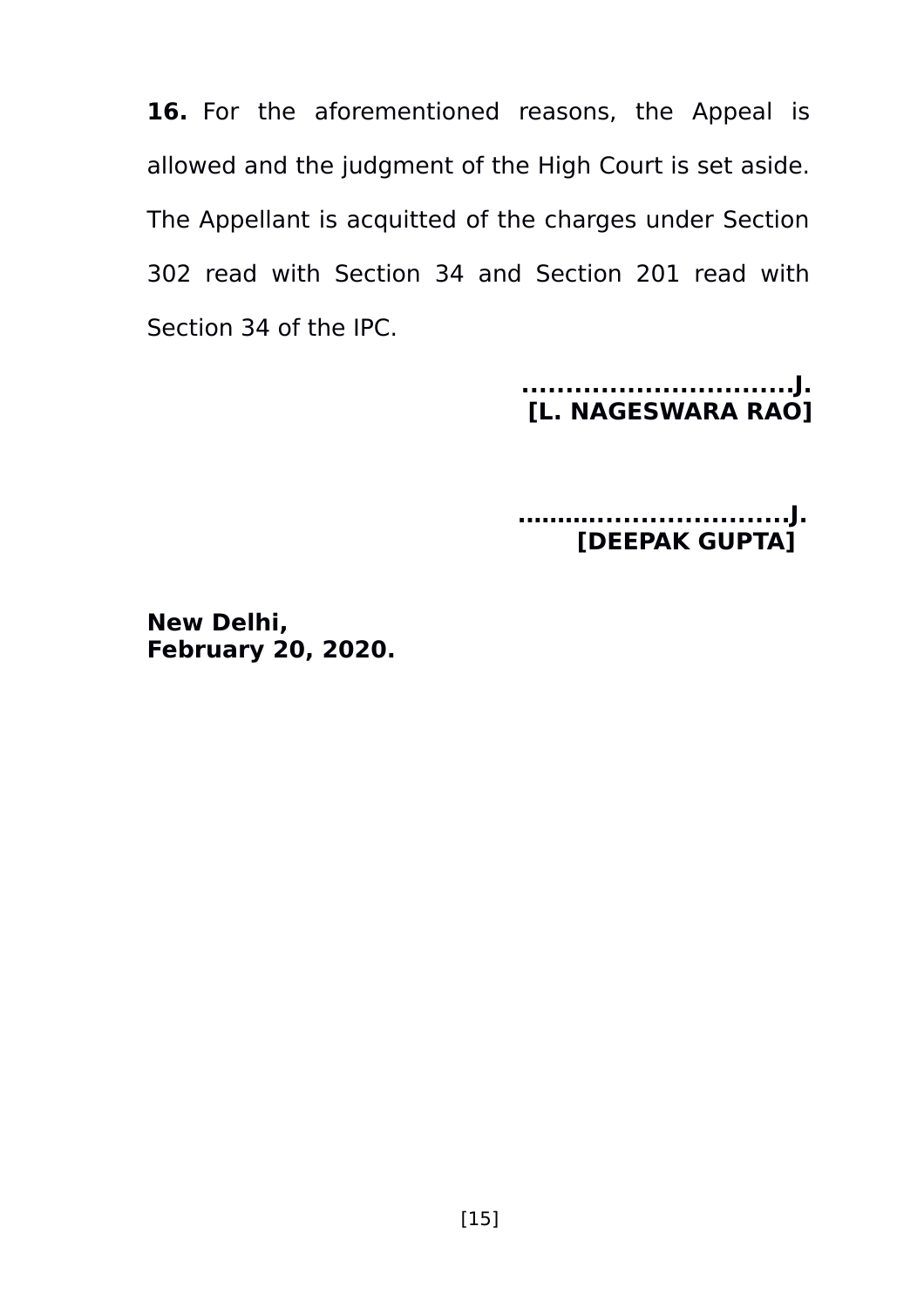**16.** For the aforementioned reasons, the Appeal is allowed and the judgment of the High Court is set aside. The Appellant is acquitted of the charges under Section 302 read with Section 34 and Section 201 read with Section 34 of the IPC.

**..............................J.**
**[L. NAGESWARA RAO]**

**..............................J.**
**[DEEPAK GUPTA]**

**New Delhi,**
**February 20, 2020.**